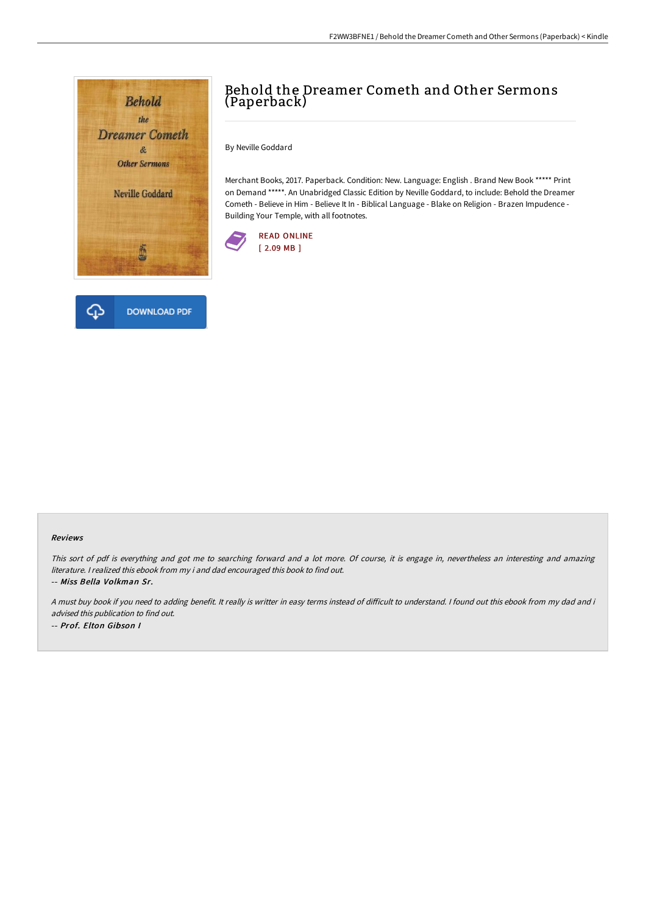# Behold the Dreamer Cometh and Other Sermons (Paperback)

By Neville Goddard

Merchant Books, 2017. Paperback. Condition: New. Language: English . Brand New Book ***** Print on Demand *****. An Unabridged Classic Edition by Neville Goddard, to include: Behold the Dreamer Cometh - Believe in Him - Believe It In - Biblical Language - Blake on Religion - Brazen Impudence - Building Your Temple, with all footnotes.

READ ONLINE
[ 2.09 MB ]

DOWNLOAD PDF

### Reviews

*This sort of pdf is everything and got me to searching forward and a lot more. Of course, it is engage in, nevertheless an interesting and amazing literature. I realized this ebook from my i and dad encouraged this book to find out.*

*-- Miss Bella Volkman Sr.*

*A must buy book if you need to adding benefit. It really is writter in easy terms instead of difficult to understand. I found out this ebook from my dad and i advised this publication to find out.*

*-- Prof. Elton Gibson I*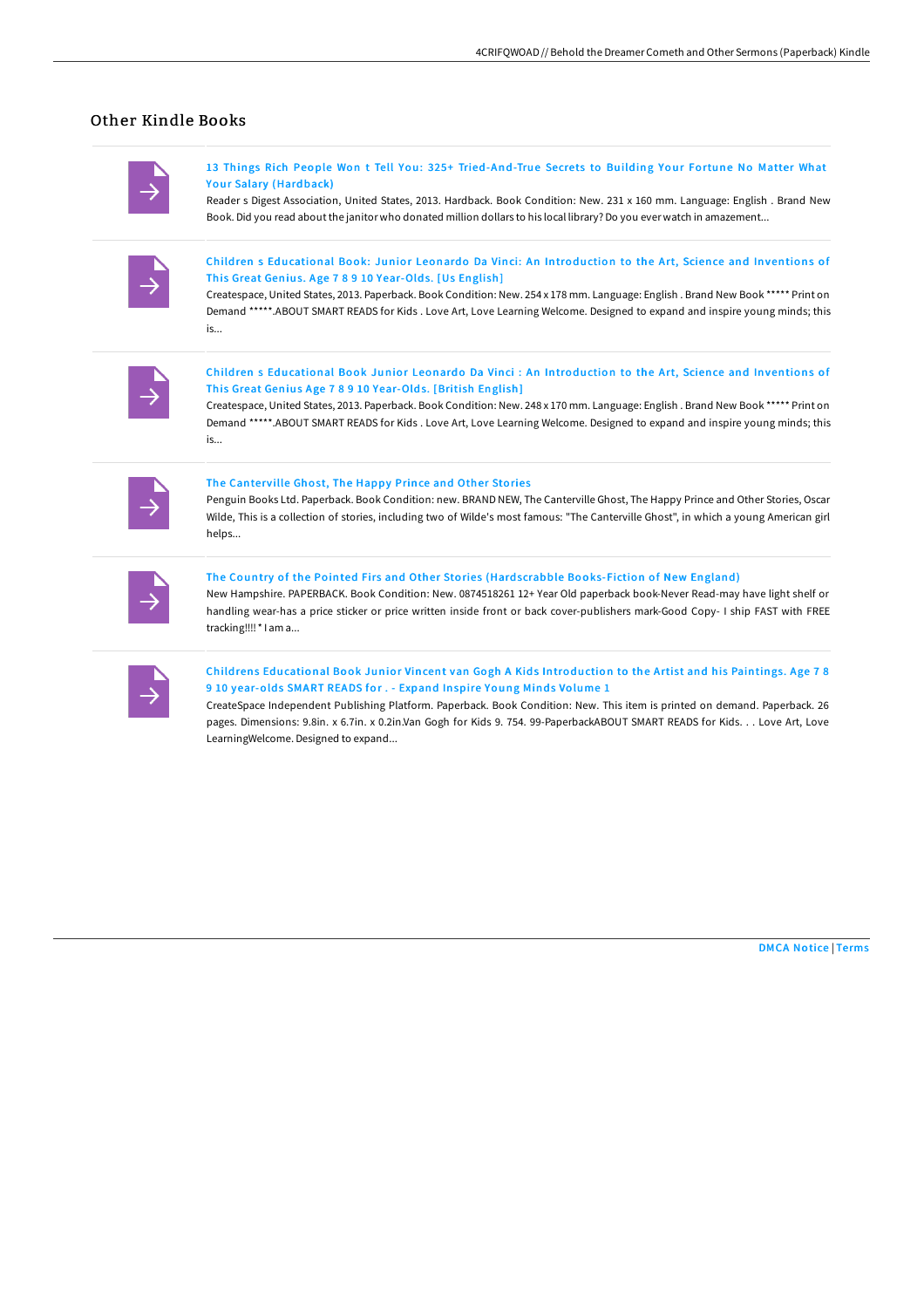## Other Kindle Books

**13 Things Rich People Won t Tell You: 325+ Tried-And-True Secrets to Building Your Fortune No Matter What Your Salary (Hardback)**

Reader s Digest Association, United States, 2013. Hardback. Book Condition: New. 231 x 160 mm. Language: English . Brand New Book. Did you read about the janitor who donated million dollars to his local library? Do you ever watch in amazement...

**Children s Educational Book: Junior Leonardo Da Vinci: An Introduction to the Art, Science and Inventions of This Great Genius. Age 7 8 9 10 Year-Olds. [Us English]**

Createspace, United States, 2013. Paperback. Book Condition: New. 254 x 178 mm. Language: English . Brand New Book ***** Print on Demand *****.ABOUT SMART READS for Kids . Love Art, Love Learning Welcome. Designed to expand and inspire young minds; this is...

**Children s Educational Book Junior Leonardo Da Vinci : An Introduction to the Art, Science and Inventions of This Great Genius Age 7 8 9 10 Year-Olds. [British English]**

Createspace, United States, 2013. Paperback. Book Condition: New. 248 x 170 mm. Language: English . Brand New Book ***** Print on Demand *****.ABOUT SMART READS for Kids . Love Art, Love Learning Welcome. Designed to expand and inspire young minds; this is...

**The Canterville Ghost, The Happy Prince and Other Stories**

Penguin Books Ltd. Paperback. Book Condition: new. BRAND NEW, The Canterville Ghost, The Happy Prince and Other Stories, Oscar Wilde, This is a collection of stories, including two of Wilde's most famous: "The Canterville Ghost", in which a young American girl helps...

**The Country of the Pointed Firs and Other Stories (Hardscrabble Books-Fiction of New England)**

New Hampshire. PAPERBACK. Book Condition: New. 0874518261 12+ Year Old paperback book-Never Read-may have light shelf or handling wear-has a price sticker or price written inside front or back cover-publishers mark-Good Copy- I ship FAST with FREE tracking!!!! * I am a...

**Childrens Educational Book Junior Vincent van Gogh A Kids Introduction to the Artist and his Paintings. Age 7 8 9 10 year-olds SMART READS for . - Expand Inspire Young Minds Volume 1**

CreateSpace Independent Publishing Platform. Paperback. Book Condition: New. This item is printed on demand. Paperback. 26 pages. Dimensions: 9.8in. x 6.7in. x 0.2in.Van Gogh for Kids 9. 754. 99-PaperbackABOUT SMART READS for Kids. . . Love Art, Love LearningWelcome. Designed to expand...

DMCA Notice | Terms